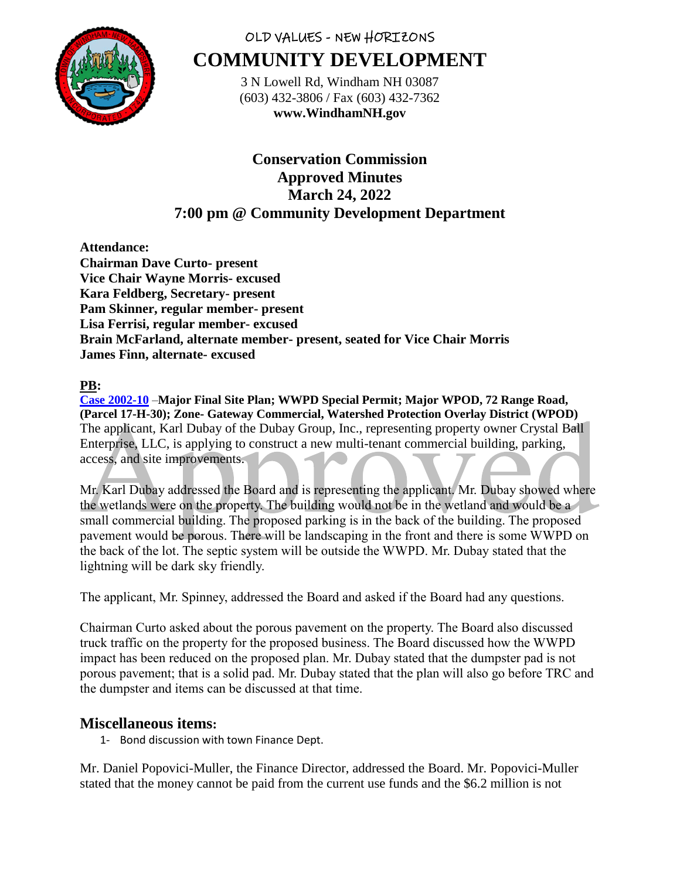OLD VALUES - NEW HORIZONS

# COMMUNITY DEVELOPMENT

3 N Lowell Rd, Windham NH 03087
(603) 432-3806 / Fax (603) 432-7362
**www.WindhamNH.gov**

## Conservation Commission
## Approved Minutes
## March 24, 2022
## 7:00 pm @ Community Development Department

**Attendance:**
**Chairman Dave Curto- present**
**Vice Chair Wayne Morris- excused**
**Kara Feldberg, Secretary- present**
**Pam Skinner, regular member- present**
**Lisa Ferrisi, regular member- excused**
**Brain McFarland, alternate member- present, seated for Vice Chair Morris**
**James Finn, alternate- excused**

**PB:**

**Case 2002-10** –**Major Final Site Plan; WWPD Special Permit; Major WPOD, 72 Range Road, (Parcel 17-H-30); Zone- Gateway Commercial, Watershed Protection Overlay District (WPOD)**
The applicant, Karl Dubay of the Dubay Group, Inc., representing property owner Crystal Ball Enterprise, LLC, is applying to construct a new multi-tenant commercial building, parking, access, and site improvements.

Mr. Karl Dubay addressed the Board and is representing the applicant. Mr. Dubay showed where the wetlands were on the property. The building would not be in the wetland and would be a small commercial building. The proposed parking is in the back of the building. The proposed pavement would be porous. There will be landscaping in the front and there is some WWPD on the back of the lot. The septic system will be outside the WWPD. Mr. Dubay stated that the lightning will be dark sky friendly.

The applicant, Mr. Spinney, addressed the Board and asked if the Board had any questions.

Chairman Curto asked about the porous pavement on the property. The Board also discussed truck traffic on the property for the proposed business. The Board discussed how the WWPD impact has been reduced on the proposed plan. Mr. Dubay stated that the dumpster pad is not porous pavement; that is a solid pad. Mr. Dubay stated that the plan will also go before TRC and the dumpster and items can be discussed at that time.

## Miscellaneous items:

1- Bond discussion with town Finance Dept.

Mr. Daniel Popovici-Muller, the Finance Director, addressed the Board. Mr. Popovici-Muller stated that the money cannot be paid from the current use funds and the $6.2 million is not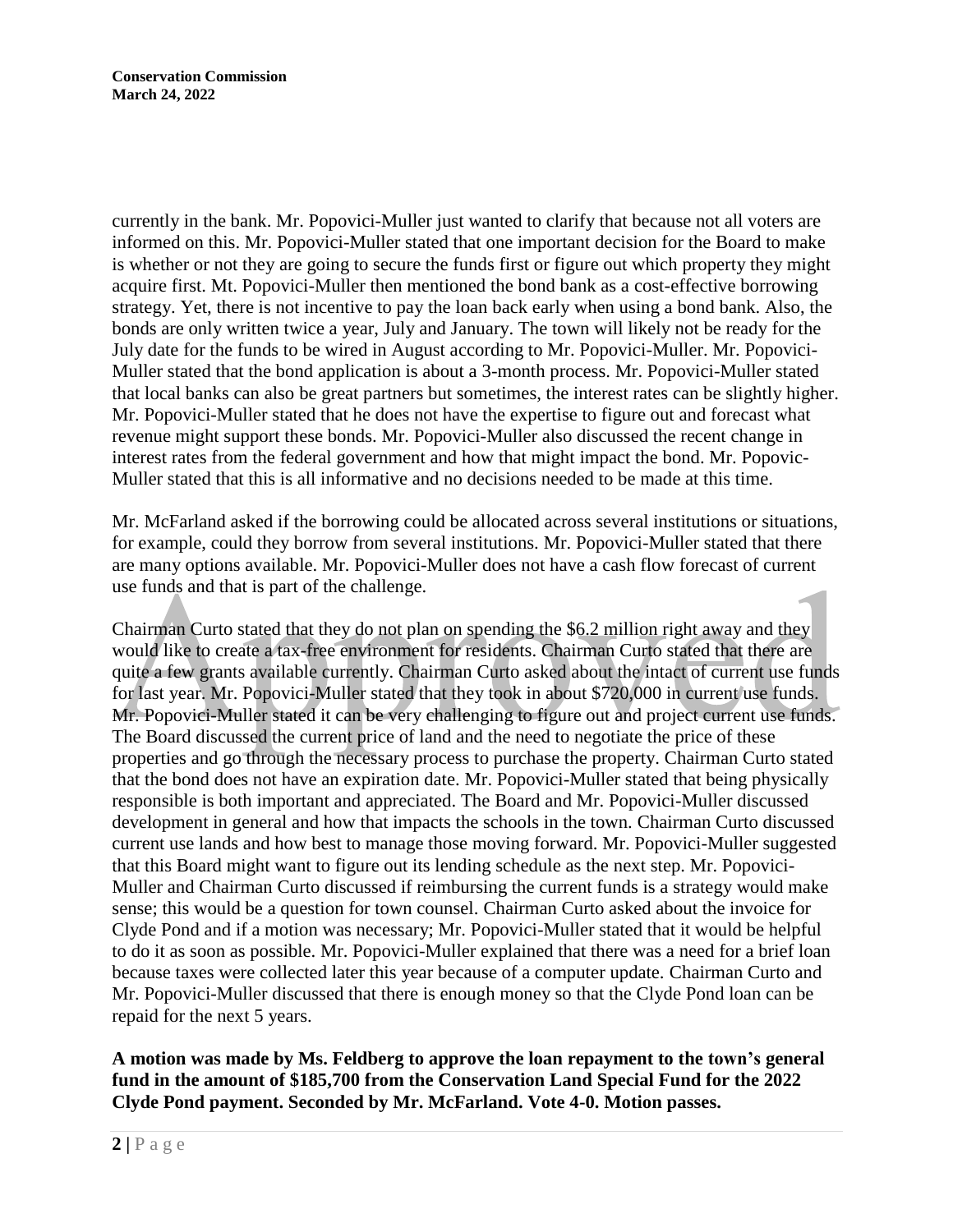currently in the bank. Mr. Popovici-Muller just wanted to clarify that because not all voters are informed on this. Mr. Popovici-Muller stated that one important decision for the Board to make is whether or not they are going to secure the funds first or figure out which property they might acquire first. Mt. Popovici-Muller then mentioned the bond bank as a cost-effective borrowing strategy. Yet, there is not incentive to pay the loan back early when using a bond bank. Also, the bonds are only written twice a year, July and January. The town will likely not be ready for the July date for the funds to be wired in August according to Mr. Popovici-Muller. Mr. Popovici-Muller stated that the bond application is about a 3-month process. Mr. Popovici-Muller stated that local banks can also be great partners but sometimes, the interest rates can be slightly higher. Mr. Popovici-Muller stated that he does not have the expertise to figure out and forecast what revenue might support these bonds. Mr. Popovici-Muller also discussed the recent change in interest rates from the federal government and how that might impact the bond. Mr. Popovic-Muller stated that this is all informative and no decisions needed to be made at this time.

Mr. McFarland asked if the borrowing could be allocated across several institutions or situations, for example, could they borrow from several institutions. Mr. Popovici-Muller stated that there are many options available. Mr. Popovici-Muller does not have a cash flow forecast of current use funds and that is part of the challenge.

Chairman Curto stated that they do not plan on spending the $6.2 million right away and they would like to create a tax-free environment for residents. Chairman Curto stated that there are quite a few grants available currently. Chairman Curto asked about the intact of current use funds for last year. Mr. Popovici-Muller stated that they took in about $720,000 in current use funds. Mr. Popovici-Muller stated it can be very challenging to figure out and project current use funds. The Board discussed the current price of land and the need to negotiate the price of these properties and go through the necessary process to purchase the property. Chairman Curto stated that the bond does not have an expiration date. Mr. Popovici-Muller stated that being physically responsible is both important and appreciated. The Board and Mr. Popovici-Muller discussed development in general and how that impacts the schools in the town. Chairman Curto discussed current use lands and how best to manage those moving forward. Mr. Popovici-Muller suggested that this Board might want to figure out its lending schedule as the next step. Mr. Popovici-Muller and Chairman Curto discussed if reimbursing the current funds is a strategy would make sense; this would be a question for town counsel. Chairman Curto asked about the invoice for Clyde Pond and if a motion was necessary; Mr. Popovici-Muller stated that it would be helpful to do it as soon as possible. Mr. Popovici-Muller explained that there was a need for a brief loan because taxes were collected later this year because of a computer update. Chairman Curto and Mr. Popovici-Muller discussed that there is enough money so that the Clyde Pond loan can be repaid for the next 5 years.

**A motion was made by Ms. Feldberg to approve the loan repayment to the town's general fund in the amount of $185,700 from the Conservation Land Special Fund for the 2022 Clyde Pond payment. Seconded by Mr. McFarland. Vote 4-0. Motion passes.**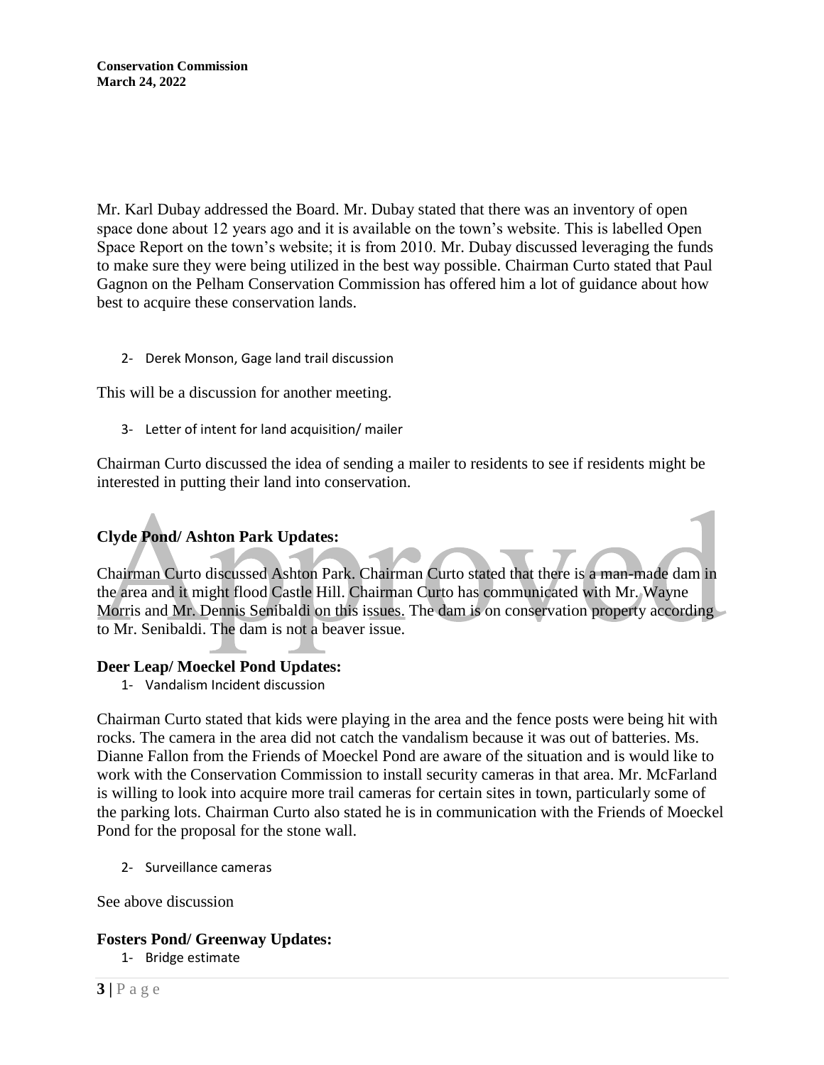Mr. Karl Dubay addressed the Board. Mr. Dubay stated that there was an inventory of open space done about 12 years ago and it is available on the town's website. This is labelled Open Space Report on the town's website; it is from 2010. Mr. Dubay discussed leveraging the funds to make sure they were being utilized in the best way possible. Chairman Curto stated that Paul Gagnon on the Pelham Conservation Commission has offered him a lot of guidance about how best to acquire these conservation lands.

2- Derek Monson, Gage land trail discussion

This will be a discussion for another meeting.

3- Letter of intent for land acquisition/ mailer

Chairman Curto discussed the idea of sending a mailer to residents to see if residents might be interested in putting their land into conservation.

### Clyde Pond/ Ashton Park Updates:

Chairman Curto discussed Ashton Park. Chairman Curto stated that there is a man-made dam in the area and it might flood Castle Hill. Chairman Curto has communicated with Mr. Wayne Morris and Mr. Dennis Senibaldi on this issues. The dam is on conservation property according to Mr. Senibaldi. The dam is not a beaver issue.

### Deer Leap/ Moeckel Pond Updates:

1- Vandalism Incident discussion

Chairman Curto stated that kids were playing in the area and the fence posts were being hit with rocks. The camera in the area did not catch the vandalism because it was out of batteries. Ms. Dianne Fallon from the Friends of Moeckel Pond are aware of the situation and is would like to work with the Conservation Commission to install security cameras in that area. Mr. McFarland is willing to look into acquire more trail cameras for certain sites in town, particularly some of the parking lots. Chairman Curto also stated he is in communication with the Friends of Moeckel Pond for the proposal for the stone wall.

2- Surveillance cameras

See above discussion

### Fosters Pond/ Greenway Updates:

1- Bridge estimate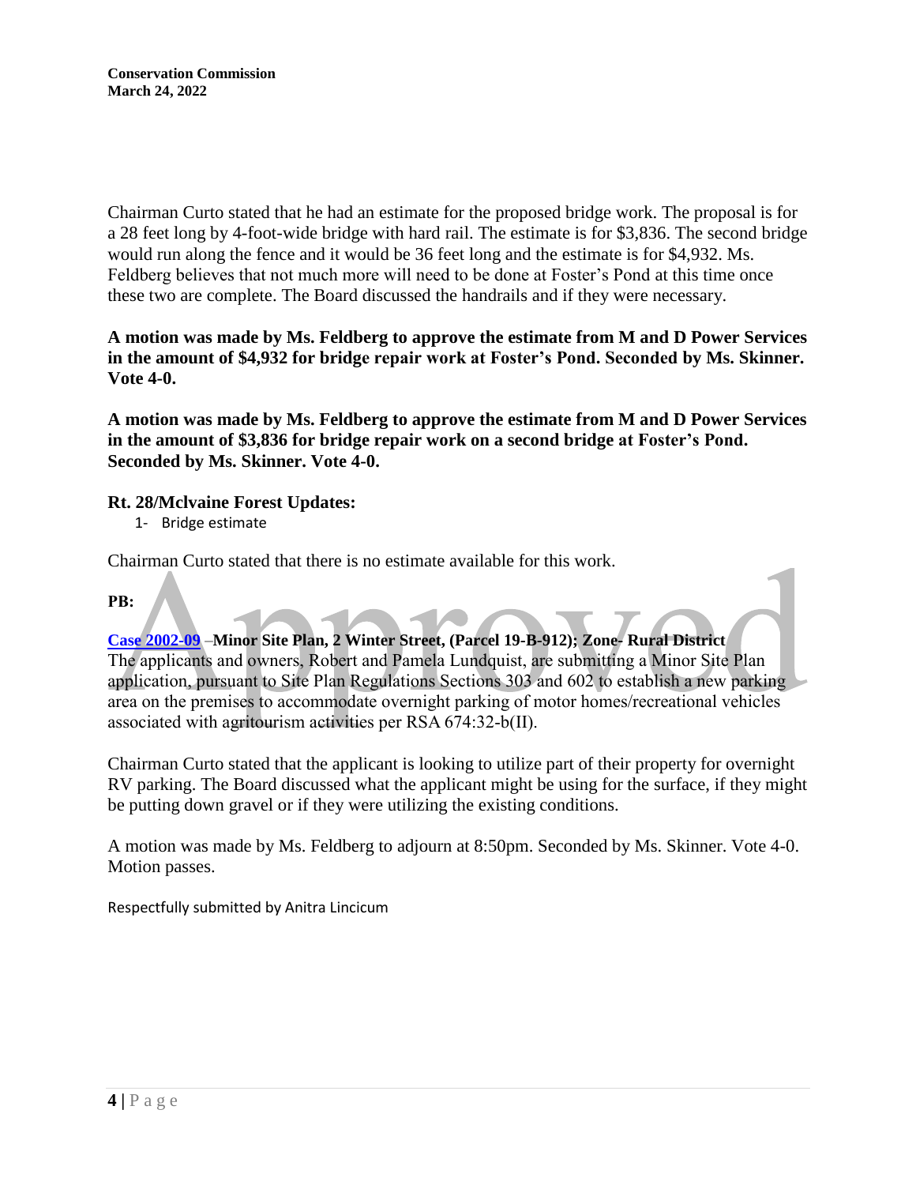Chairman Curto stated that he had an estimate for the proposed bridge work. The proposal is for a 28 feet long by 4-foot-wide bridge with hard rail. The estimate is for $3,836. The second bridge would run along the fence and it would be 36 feet long and the estimate is for $4,932. Ms. Feldberg believes that not much more will need to be done at Foster's Pond at this time once these two are complete. The Board discussed the handrails and if they were necessary.

**A motion was made by Ms. Feldberg to approve the estimate from M and D Power Services in the amount of $4,932 for bridge repair work at Foster's Pond. Seconded by Ms. Skinner. Vote 4-0.**

**A motion was made by Ms. Feldberg to approve the estimate from M and D Power Services in the amount of $3,836 for bridge repair work on a second bridge at Foster's Pond. Seconded by Ms. Skinner. Vote 4-0.**

**Rt. 28/Mclvaine Forest Updates:**

1- Bridge estimate

Chairman Curto stated that there is no estimate available for this work.

**PB:**

**Case 2002-09 –Minor Site Plan, 2 Winter Street, (Parcel 19-B-912); Zone- Rural District**
The applicants and owners, Robert and Pamela Lundquist, are submitting a Minor Site Plan application, pursuant to Site Plan Regulations Sections 303 and 602 to establish a new parking area on the premises to accommodate overnight parking of motor homes/recreational vehicles associated with agritourism activities per RSA 674:32-b(II).

Chairman Curto stated that the applicant is looking to utilize part of their property for overnight RV parking. The Board discussed what the applicant might be using for the surface, if they might be putting down gravel or if they were utilizing the existing conditions.

A motion was made by Ms. Feldberg to adjourn at 8:50pm. Seconded by Ms. Skinner. Vote 4-0. Motion passes.

Respectfully submitted by Anitra Lincicum